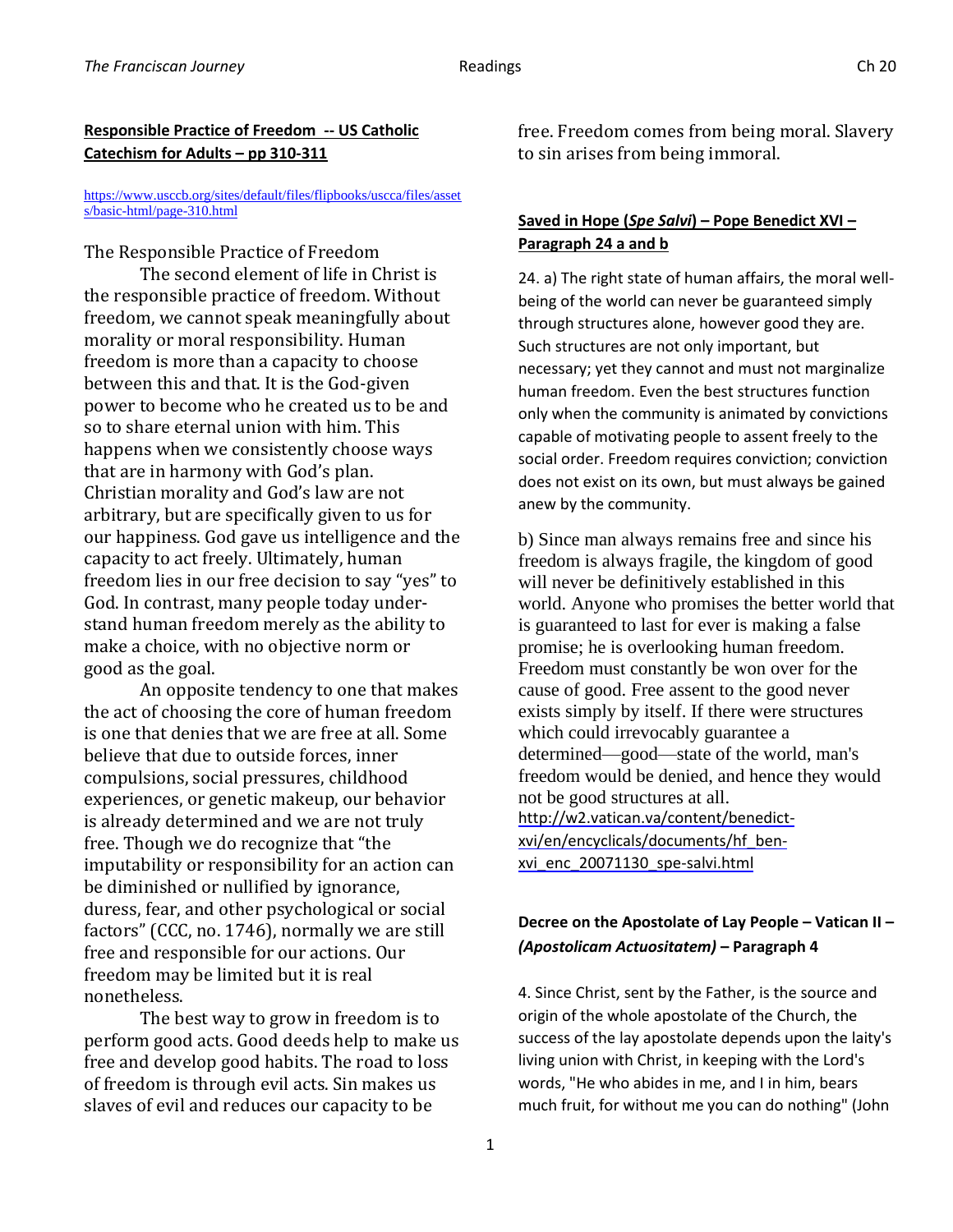**Responsible Practice of Freedom -- US Catholic Catechism for Adults – pp 310-311**

https://www.usccb.org/sites/default/files/flipbooks/uscca/files/assets/basic-html/page-310.html

The Responsible Practice of Freedom

The second element of life in Christ is the responsible practice of freedom. Without freedom, we cannot speak meaningfully about morality or moral responsibility. Human freedom is more than a capacity to choose between this and that. It is the God-given power to become who he created us to be and so to share eternal union with him. This happens when we consistently choose ways that are in harmony with God's plan. Christian morality and God's law are not arbitrary, but are specifically given to us for our happiness. God gave us intelligence and the capacity to act freely. Ultimately, human freedom lies in our free decision to say "yes" to God. In contrast, many people today understand human freedom merely as the ability to make a choice, with no objective norm or good as the goal.

An opposite tendency to one that makes the act of choosing the core of human freedom is one that denies that we are free at all. Some believe that due to outside forces, inner compulsions, social pressures, childhood experiences, or genetic makeup, our behavior is already determined and we are not truly free. Though we do recognize that "the imputability or responsibility for an action can be diminished or nullified by ignorance, duress, fear, and other psychological or social factors" (CCC, no. 1746), normally we are still free and responsible for our actions. Our freedom may be limited but it is real nonetheless.

The best way to grow in freedom is to perform good acts. Good deeds help to make us free and develop good habits. The road to loss of freedom is through evil acts. Sin makes us slaves of evil and reduces our capacity to be free. Freedom comes from being moral. Slavery to sin arises from being immoral.

**Saved in Hope (*Spe Salvi*) – Pope Benedict XVI – Paragraph 24 a and b**

24. a) The right state of human affairs, the moral well-being of the world can never be guaranteed simply through structures alone, however good they are. Such structures are not only important, but necessary; yet they cannot and must not marginalize human freedom. Even the best structures function only when the community is animated by convictions capable of motivating people to assent freely to the social order. Freedom requires conviction; conviction does not exist on its own, but must always be gained anew by the community.

b) Since man always remains free and since his freedom is always fragile, the kingdom of good will never be definitively established in this world. Anyone who promises the better world that is guaranteed to last for ever is making a false promise; he is overlooking human freedom. Freedom must constantly be won over for the cause of good. Free assent to the good never exists simply by itself. If there were structures which could irrevocably guarantee a determined—good—state of the world, man's freedom would be denied, and hence they would not be good structures at all.
http://w2.vatican.va/content/benedict-xvi/en/encyclicals/documents/hf_ben-xvi_enc_20071130_spe-salvi.html

**Decree on the Apostolate of Lay People – Vatican II – *(Apostolicam Actuositatem)* – Paragraph 4**

4. Since Christ, sent by the Father, is the source and origin of the whole apostolate of the Church, the success of the lay apostolate depends upon the laity's living union with Christ, in keeping with the Lord's words, "He who abides in me, and I in him, bears much fruit, for without me you can do nothing" (John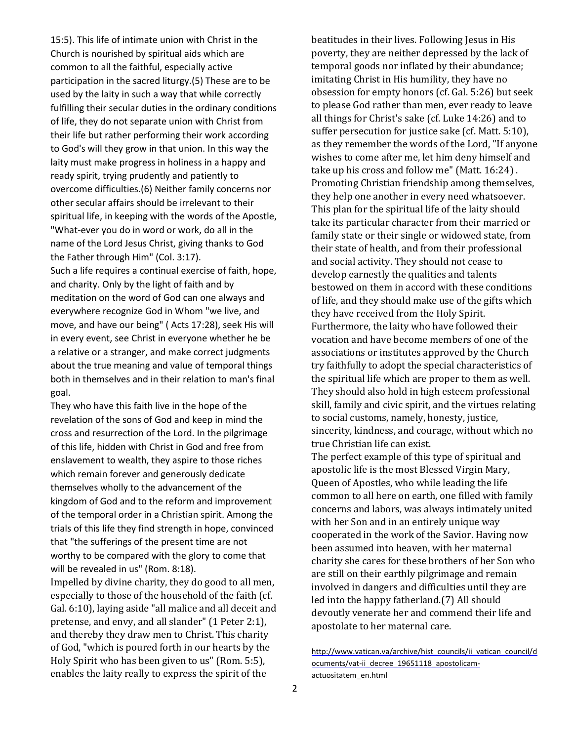15:5). This life of intimate union with Christ in the Church is nourished by spiritual aids which are common to all the faithful, especially active participation in the sacred liturgy.(5) These are to be used by the laity in such a way that while correctly fulfilling their secular duties in the ordinary conditions of life, they do not separate union with Christ from their life but rather performing their work according to God's will they grow in that union. In this way the laity must make progress in holiness in a happy and ready spirit, trying prudently and patiently to overcome difficulties.(6) Neither family concerns nor other secular affairs should be irrelevant to their spiritual life, in keeping with the words of the Apostle, "What-ever you do in word or work, do all in the name of the Lord Jesus Christ, giving thanks to God the Father through Him" (Col. 3:17).

Such a life requires a continual exercise of faith, hope, and charity. Only by the light of faith and by meditation on the word of God can one always and everywhere recognize God in Whom "we live, and move, and have our being" ( Acts 17:28), seek His will in every event, see Christ in everyone whether he be a relative or a stranger, and make correct judgments about the true meaning and value of temporal things both in themselves and in their relation to man's final goal.

They who have this faith live in the hope of the revelation of the sons of God and keep in mind the cross and resurrection of the Lord. In the pilgrimage of this life, hidden with Christ in God and free from enslavement to wealth, they aspire to those riches which remain forever and generously dedicate themselves wholly to the advancement of the kingdom of God and to the reform and improvement of the temporal order in a Christian spirit. Among the trials of this life they find strength in hope, convinced that "the sufferings of the present time are not worthy to be compared with the glory to come that will be revealed in us" (Rom. 8:18).

Impelled by divine charity, they do good to all men, especially to those of the household of the faith (cf. Gal. 6:10), laying aside "all malice and all deceit and pretense, and envy, and all slander" (1 Peter 2:1), and thereby they draw men to Christ. This charity of God, "which is poured forth in our hearts by the Holy Spirit who has been given to us" (Rom. 5:5), enables the laity really to express the spirit of the beatitudes in their lives. Following Jesus in His poverty, they are neither depressed by the lack of temporal goods nor inflated by their abundance; imitating Christ in His humility, they have no obsession for empty honors (cf. Gal. 5:26) but seek to please God rather than men, ever ready to leave all things for Christ's sake (cf. Luke 14:26) and to suffer persecution for justice sake (cf. Matt. 5:10), as they remember the words of the Lord, "If anyone wishes to come after me, let him deny himself and take up his cross and follow me" (Matt. 16:24) . Promoting Christian friendship among themselves, they help one another in every need whatsoever. This plan for the spiritual life of the laity should take its particular character from their married or family state or their single or widowed state, from their state of health, and from their professional and social activity. They should not cease to develop earnestly the qualities and talents bestowed on them in accord with these conditions of life, and they should make use of the gifts which they have received from the Holy Spirit.

Furthermore, the laity who have followed their vocation and have become members of one of the associations or institutes approved by the Church try faithfully to adopt the special characteristics of the spiritual life which are proper to them as well. They should also hold in high esteem professional skill, family and civic spirit, and the virtues relating to social customs, namely, honesty, justice, sincerity, kindness, and courage, without which no true Christian life can exist.

The perfect example of this type of spiritual and apostolic life is the most Blessed Virgin Mary, Queen of Apostles, who while leading the life common to all here on earth, one filled with family concerns and labors, was always intimately united with her Son and in an entirely unique way cooperated in the work of the Savior. Having now been assumed into heaven, with her maternal charity she cares for these brothers of her Son who are still on their earthly pilgrimage and remain involved in dangers and difficulties until they are led into the happy fatherland.(7) All should devoutly venerate her and commend their life and apostolate to her maternal care.

http://www.vatican.va/archive/hist_councils/ii_vatican_council/documents/vat-ii_decree_19651118_apostolicam-actuositatem_en.html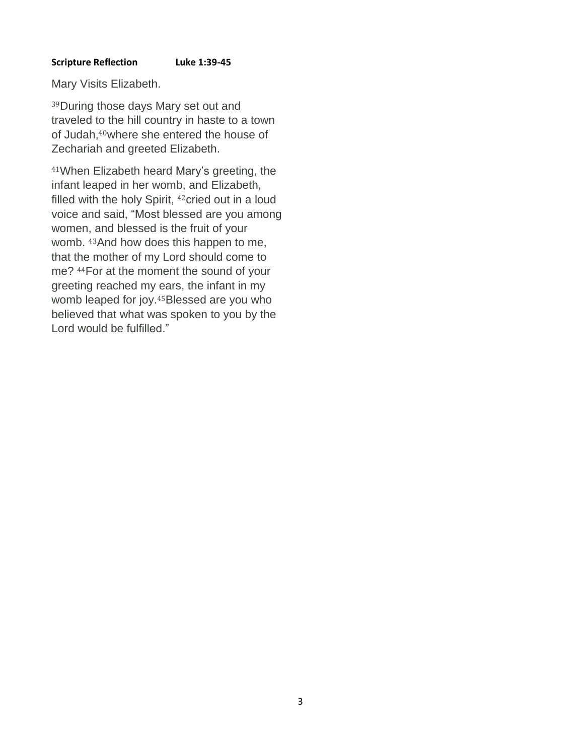**Scripture Reflection Luke 1:39-45**

Mary Visits Elizabeth.

[39]During those days Mary set out and traveled to the hill country in haste to a town of Judah,[40]where she entered the house of Zechariah and greeted Elizabeth.

[41]When Elizabeth heard Mary's greeting, the infant leaped in her womb, and Elizabeth, filled with the holy Spirit, [42]cried out in a loud voice and said, "Most blessed are you among women, and blessed is the fruit of your womb. [43]And how does this happen to me, that the mother of my Lord should come to me? [44]For at the moment the sound of your greeting reached my ears, the infant in my womb leaped for joy.[45]Blessed are you who believed that what was spoken to you by the Lord would be fulfilled."